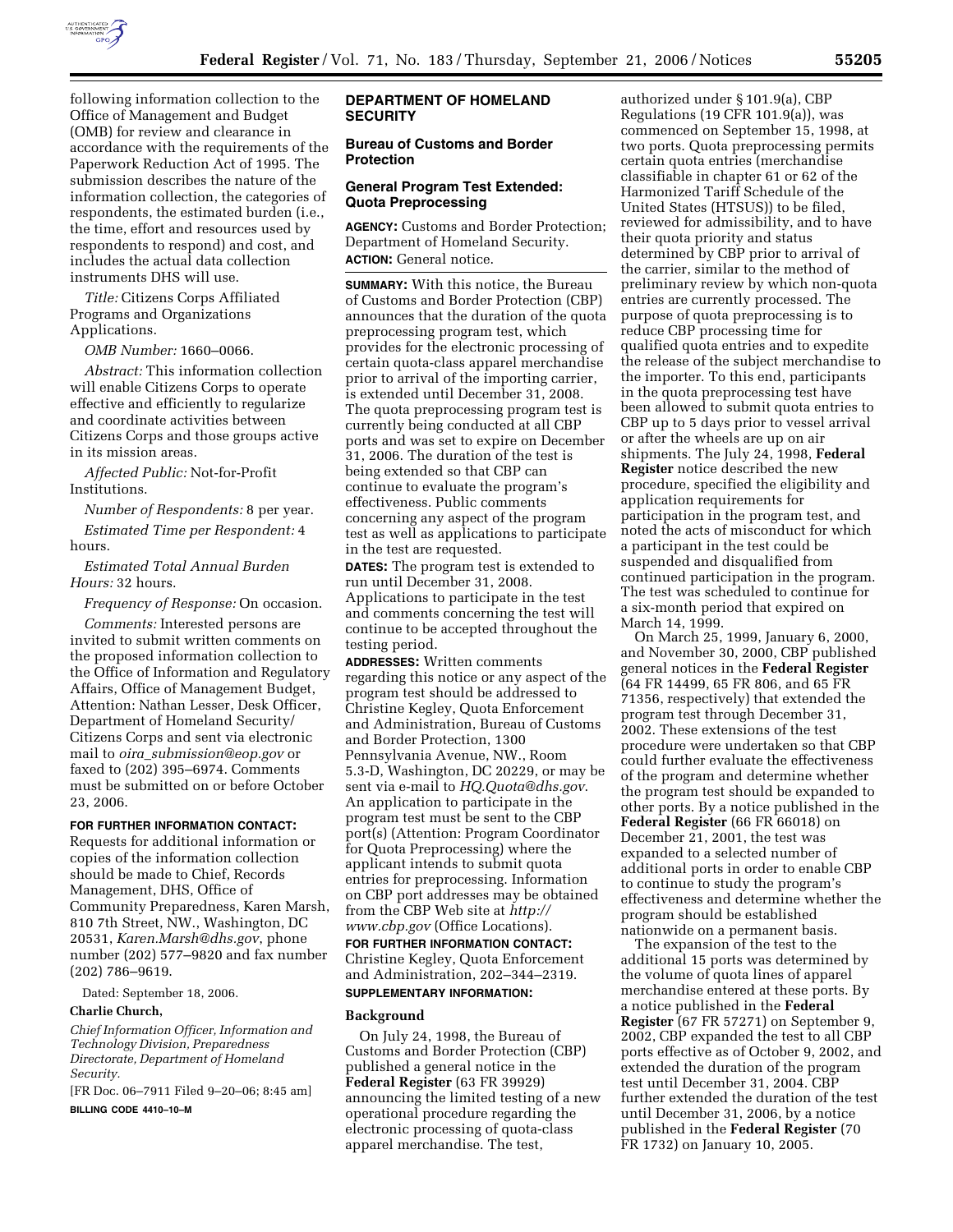following information collection to the Office of Management and Budget (OMB) for review and clearance in accordance with the requirements of the Paperwork Reduction Act of 1995. The submission describes the nature of the information collection, the categories of respondents, the estimated burden (i.e., the time, effort and resources used by respondents to respond) and cost, and includes the actual data collection instruments DHS will use.

*Title:* Citizens Corps Affiliated Programs and Organizations Applications.

*OMB Number:* 1660–0066.

*Abstract:* This information collection will enable Citizens Corps to operate effective and efficiently to regularize and coordinate activities between Citizens Corps and those groups active in its mission areas.

*Affected Public:* Not-for-Profit Institutions.

*Number of Respondents:* 8 per year.

*Estimated Time per Respondent:* 4 hours.

*Estimated Total Annual Burden Hours:* 32 hours.

*Frequency of Response:* On occasion.

*Comments:* Interested persons are invited to submit written comments on the proposed information collection to the Office of Information and Regulatory Affairs, Office of Management Budget, Attention: Nathan Lesser, Desk Officer, Department of Homeland Security/ Citizens Corps and sent via electronic mail to *oira_submission@eop.gov* or faxed to (202) 395–6974. Comments must be submitted on or before October 23, 2006.

**FOR FURTHER INFORMATION CONTACT:** Requests for additional information or copies of the information collection should be made to Chief, Records Management, DHS, Office of Community Preparedness, Karen Marsh, 810 7th Street, NW., Washington, DC 20531, *Karen.Marsh@dhs.gov*, phone number (202) 577–9820 and fax number (202) 786–9619.

Dated: September 18, 2006.

**Charlie Church,**

*Chief Information Officer, Information and Technology Division, Preparedness Directorate, Department of Homeland Security.*

[FR Doc. 06–7911 Filed 9–20–06; 8:45 am]

**BILLING CODE 4410–10–M**

## DEPARTMENT OF HOMELAND SECURITY

### Bureau of Customs and Border Protection

### General Program Test Extended: Quota Preprocessing

**AGENCY:** Customs and Border Protection; Department of Homeland Security.

**ACTION:** General notice.

**SUMMARY:** With this notice, the Bureau of Customs and Border Protection (CBP) announces that the duration of the quota preprocessing program test, which provides for the electronic processing of certain quota-class apparel merchandise prior to arrival of the importing carrier, is extended until December 31, 2008. The quota preprocessing program test is currently being conducted at all CBP ports and was set to expire on December 31, 2006. The duration of the test is being extended so that CBP can continue to evaluate the program's effectiveness. Public comments concerning any aspect of the program test as well as applications to participate in the test are requested.

**DATES:** The program test is extended to run until December 31, 2008. Applications to participate in the test and comments concerning the test will continue to be accepted throughout the testing period.

**ADDRESSES:** Written comments regarding this notice or any aspect of the program test should be addressed to Christine Kegley, Quota Enforcement and Administration, Bureau of Customs and Border Protection, 1300 Pennsylvania Avenue, NW., Room 5.3-D, Washington, DC 20229, or may be sent via e-mail to *HQ.Quota@dhs.gov*. An application to participate in the program test must be sent to the CBP port(s) (Attention: Program Coordinator for Quota Preprocessing) where the applicant intends to submit quota entries for preprocessing. Information on CBP port addresses may be obtained from the CBP Web site at *http://www.cbp.gov* (Office Locations).

**FOR FURTHER INFORMATION CONTACT:** Christine Kegley, Quota Enforcement and Administration, 202–344–2319.

**SUPPLEMENTARY INFORMATION:**

#### Background

On July 24, 1998, the Bureau of Customs and Border Protection (CBP) published a general notice in the **Federal Register** (63 FR 39929) announcing the limited testing of a new operational procedure regarding the electronic processing of quota-class apparel merchandise. The test, authorized under § 101.9(a), CBP Regulations (19 CFR 101.9(a)), was commenced on September 15, 1998, at two ports. Quota preprocessing permits certain quota entries (merchandise classifiable in chapter 61 or 62 of the Harmonized Tariff Schedule of the United States (HTSUS)) to be filed, reviewed for admissibility, and to have their quota priority and status determined by CBP prior to arrival of the carrier, similar to the method of preliminary review by which non-quota entries are currently processed. The purpose of quota preprocessing is to reduce CBP processing time for qualified quota entries and to expedite the release of the subject merchandise to the importer. To this end, participants in the quota preprocessing test have been allowed to submit quota entries to CBP up to 5 days prior to vessel arrival or after the wheels are up on air shipments. The July 24, 1998, **Federal Register** notice described the new procedure, specified the eligibility and application requirements for participation in the program test, and noted the acts of misconduct for which a participant in the test could be suspended and disqualified from continued participation in the program. The test was scheduled to continue for a six-month period that expired on March 14, 1999.

On March 25, 1999, January 6, 2000, and November 30, 2000, CBP published general notices in the **Federal Register** (64 FR 14499, 65 FR 806, and 65 FR 71356, respectively) that extended the program test through December 31, 2002. These extensions of the test procedure were undertaken so that CBP could further evaluate the effectiveness of the program and determine whether the program test should be expanded to other ports. By a notice published in the **Federal Register** (66 FR 66018) on December 21, 2001, the test was expanded to a selected number of additional ports in order to enable CBP to continue to study the program's effectiveness and determine whether the program should be established nationwide on a permanent basis.

The expansion of the test to the additional 15 ports was determined by the volume of quota lines of apparel merchandise entered at these ports. By a notice published in the **Federal Register** (67 FR 57271) on September 9, 2002, CBP expanded the test to all CBP ports effective as of October 9, 2002, and extended the duration of the program test until December 31, 2004. CBP further extended the duration of the test until December 31, 2006, by a notice published in the **Federal Register** (70 FR 1732) on January 10, 2005.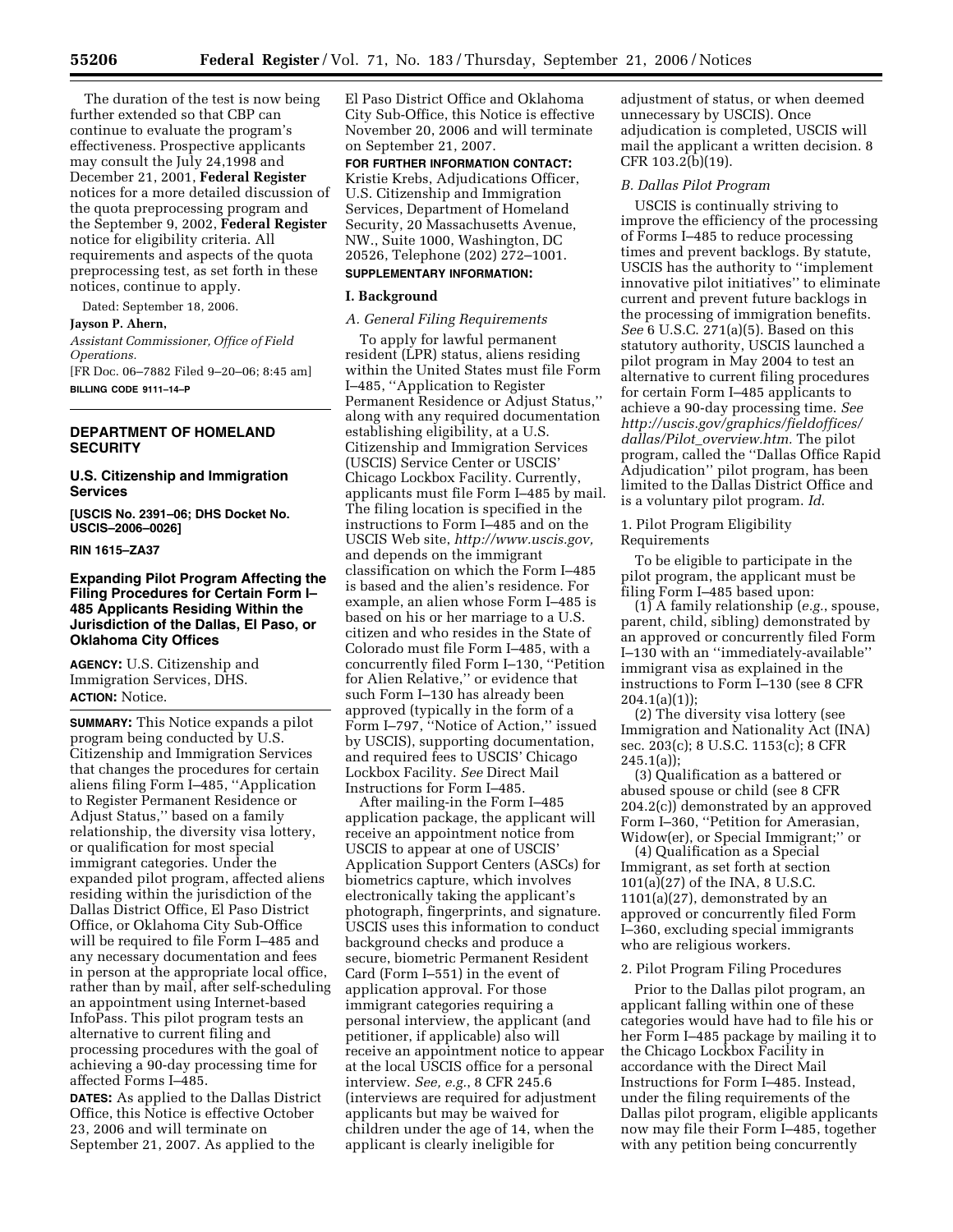The duration of the test is now being further extended so that CBP can continue to evaluate the program's effectiveness. Prospective applicants may consult the July 24,1998 and December 21, 2001, **Federal Register** notices for a more detailed discussion of the quota preprocessing program and the September 9, 2002, **Federal Register** notice for eligibility criteria. All requirements and aspects of the quota preprocessing test, as set forth in these notices, continue to apply.

Dated: September 18, 2006.

**Jayson P. Ahern,**

*Assistant Commissioner, Office of Field Operations.*

[FR Doc. 06–7882 Filed 9–20–06; 8:45 am]

**BILLING CODE 9111–14–P**

---

## DEPARTMENT OF HOMELAND SECURITY

### U.S. Citizenship and Immigration Services

**[USCIS No. 2391–06; DHS Docket No. USCIS–2006–0026]**

**RIN 1615–ZA37**

### Expanding Pilot Program Affecting the Filing Procedures for Certain Form I–485 Applicants Residing Within the Jurisdiction of the Dallas, El Paso, or Oklahoma City Offices

**AGENCY:** U.S. Citizenship and Immigration Services, DHS.

**ACTION:** Notice.

**SUMMARY:** This Notice expands a pilot program being conducted by U.S. Citizenship and Immigration Services that changes the procedures for certain aliens filing Form I–485, ''Application to Register Permanent Residence or Adjust Status,'' based on a family relationship, the diversity visa lottery, or qualification for most special immigrant categories. Under the expanded pilot program, affected aliens residing within the jurisdiction of the Dallas District Office, El Paso District Office, or Oklahoma City Sub-Office will be required to file Form I–485 and any necessary documentation and fees in person at the appropriate local office, rather than by mail, after self-scheduling an appointment using Internet-based InfoPass. This pilot program tests an alternative to current filing and processing procedures with the goal of achieving a 90-day processing time for affected Forms I–485.

**DATES:** As applied to the Dallas District Office, this Notice is effective October 23, 2006 and will terminate on September 21, 2007. As applied to the El Paso District Office and Oklahoma City Sub-Office, this Notice is effective November 20, 2006 and will terminate on September 21, 2007.

**FOR FURTHER INFORMATION CONTACT:** Kristie Krebs, Adjudications Officer, U.S. Citizenship and Immigration Services, Department of Homeland Security, 20 Massachusetts Avenue, NW., Suite 1000, Washington, DC 20526, Telephone (202) 272–1001.

**SUPPLEMENTARY INFORMATION:**

#### I. Background

*A. General Filing Requirements*

To apply for lawful permanent resident (LPR) status, aliens residing within the United States must file Form I–485, ''Application to Register Permanent Residence or Adjust Status,'' along with any required documentation establishing eligibility, at a U.S. Citizenship and Immigration Services (USCIS) Service Center or USCIS' Chicago Lockbox Facility. Currently, applicants must file Form I–485 by mail. The filing location is specified in the instructions to Form I–485 and on the USCIS Web site, *http://www.uscis.gov,* and depends on the immigrant classification on which the Form I–485 is based and the alien's residence. For example, an alien whose Form I–485 is based on his or her marriage to a U.S. citizen and who resides in the State of Colorado must file Form I–485, with a concurrently filed Form I–130, ''Petition for Alien Relative,'' or evidence that such Form I–130 has already been approved (typically in the form of a Form I–797, ''Notice of Action,'' issued by USCIS), supporting documentation, and required fees to USCIS' Chicago Lockbox Facility. *See* Direct Mail Instructions for Form I–485.

After mailing-in the Form I–485 application package, the applicant will receive an appointment notice from USCIS to appear at one of USCIS' Application Support Centers (ASCs) for biometrics capture, which involves electronically taking the applicant's photograph, fingerprints, and signature. USCIS uses this information to conduct background checks and produce a secure, biometric Permanent Resident Card (Form I–551) in the event of application approval. For those immigrant categories requiring a personal interview, the applicant (and petitioner, if applicable) also will receive an appointment notice to appear at the local USCIS office for a personal interview. *See, e.g.*, 8 CFR 245.6 (interviews are required for adjustment applicants but may be waived for children under the age of 14, when the applicant is clearly ineligible for adjustment of status, or when deemed unnecessary by USCIS). Once adjudication is completed, USCIS will mail the applicant a written decision. 8 CFR 103.2(b)(19).

*B. Dallas Pilot Program*

USCIS is continually striving to improve the efficiency of the processing of Forms I–485 to reduce processing times and prevent backlogs. By statute, USCIS has the authority to ''implement innovative pilot initiatives'' to eliminate current and prevent future backlogs in the processing of immigration benefits. *See* 6 U.S.C. 271(a)(5). Based on this statutory authority, USCIS launched a pilot program in May 2004 to test an alternative to current filing procedures for certain Form I–485 applicants to achieve a 90-day processing time. *See http://uscis.gov/graphics/fieldoffices/dallas/Pilot_overview.htm.* The pilot program, called the ''Dallas Office Rapid Adjudication'' pilot program, has been limited to the Dallas District Office and is a voluntary pilot program. *Id.*

1. Pilot Program Eligibility Requirements

To be eligible to participate in the pilot program, the applicant must be filing Form I–485 based upon:

(1) A family relationship (*e.g.*, spouse, parent, child, sibling) demonstrated by an approved or concurrently filed Form I–130 with an ''immediately-available'' immigrant visa as explained in the instructions to Form I–130 (see 8 CFR 204.1(a)(1));

(2) The diversity visa lottery (see Immigration and Nationality Act (INA) sec. 203(c); 8 U.S.C. 1153(c); 8 CFR 245.1(a));

(3) Qualification as a battered or abused spouse or child (see 8 CFR 204.2(c)) demonstrated by an approved Form I–360, ''Petition for Amerasian, Widow(er), or Special Immigrant;'' or

(4) Qualification as a Special Immigrant, as set forth at section 101(a)(27) of the INA, 8 U.S.C. 1101(a)(27), demonstrated by an approved or concurrently filed Form I–360, excluding special immigrants who are religious workers.

2. Pilot Program Filing Procedures

Prior to the Dallas pilot program, an applicant falling within one of these categories would have had to file his or her Form I–485 package by mailing it to the Chicago Lockbox Facility in accordance with the Direct Mail Instructions for Form I–485. Instead, under the filing requirements of the Dallas pilot program, eligible applicants now may file their Form I–485, together with any petition being concurrently